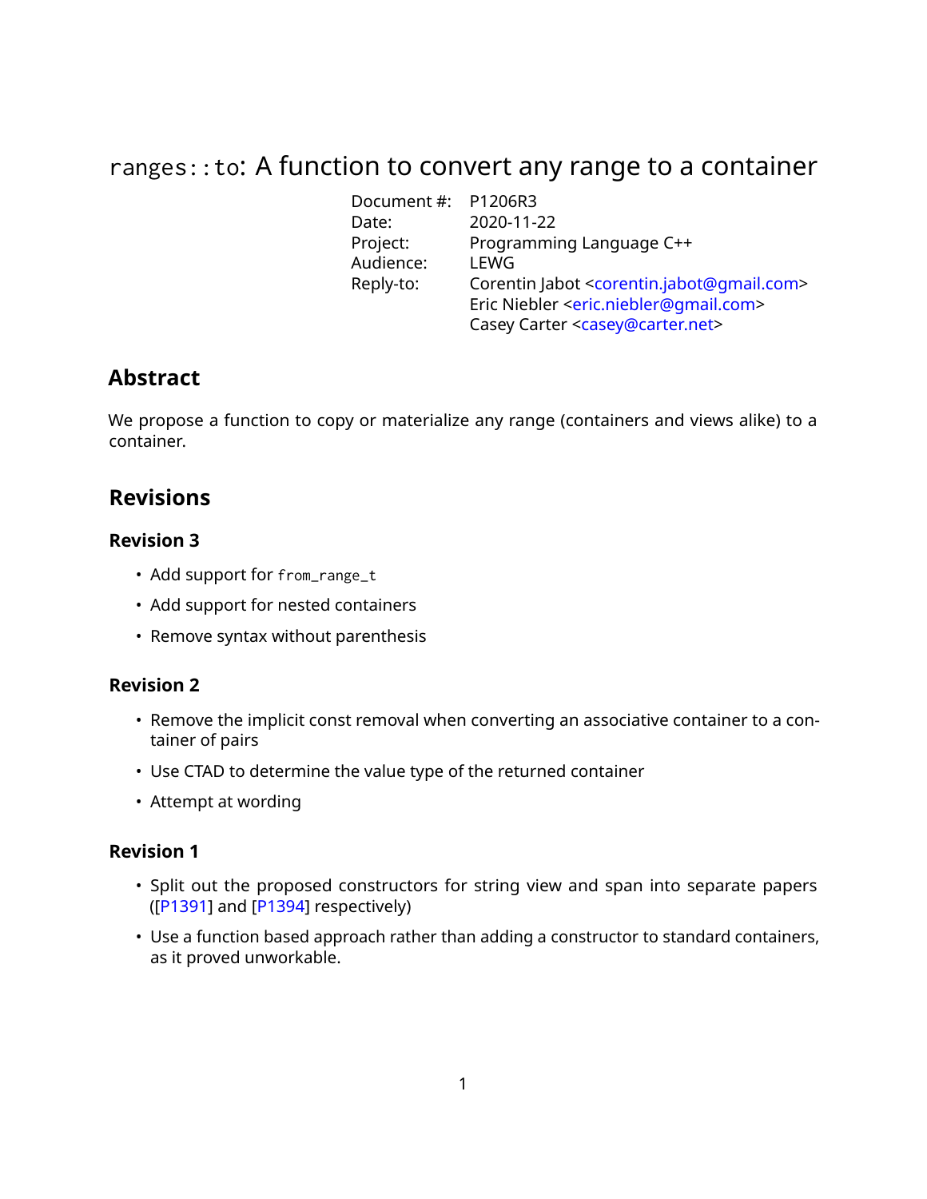# `ranges::to`: A function to convert any range to a container

| | |
|---|---|
| Document #: | P1206R3 |
| Date: | 2020-11-22 |
| Project: | Programming Language C++ |
| Audience: | LEWG |
| Reply-to: | Corentin Jabot <corentin.jabot@gmail.com><br>Eric Niebler <eric.niebler@gmail.com><br>Casey Carter <casey@carter.net> |

## Abstract

We propose a function to copy or materialize any range (containers and views alike) to a container.

## Revisions

### Revision 3

- Add support for `from_range_t`
- Add support for nested containers
- Remove syntax without parenthesis

### Revision 2

- Remove the implicit const removal when converting an associative container to a container of pairs
- Use CTAD to determine the value type of the returned container
- Attempt at wording

### Revision 1

- Split out the proposed constructors for string view and span into separate papers ([P1391] and [P1394] respectively)
- Use a function based approach rather than adding a constructor to standard containers, as it proved unworkable.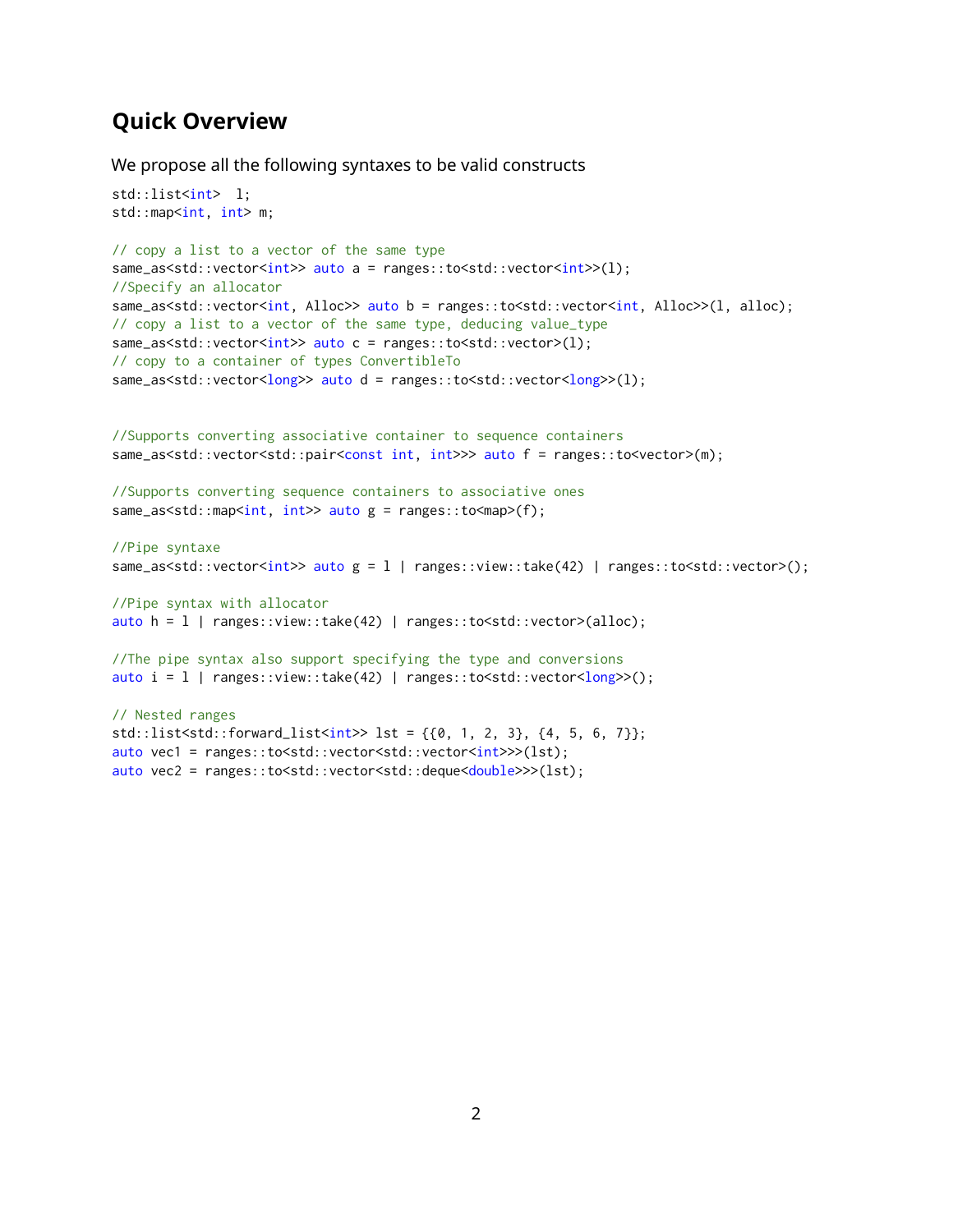## Quick Overview

We propose all the following syntaxes to be valid constructs

```
std::list<int>  l;
std::map<int, int> m;

// copy a list to a vector of the same type
same_as<std::vector<int>> auto a = ranges::to<std::vector<int>>(l);
//Specify an allocator
same_as<std::vector<int, Alloc>> auto b = ranges::to<std::vector<int, Alloc>>(l, alloc);
// copy a list to a vector of the same type, deducing value_type
same_as<std::vector<int>> auto c = ranges::to<std::vector>(l);
// copy to a container of types ConvertibleTo
same_as<std::vector<long>> auto d = ranges::to<std::vector<long>>(l);


//Supports converting associative container to sequence containers
same_as<std::vector<std::pair<const int, int>>> auto f = ranges::to<vector>(m);

//Supports converting sequence containers to associative ones
same_as<std::map<int, int>> auto g = ranges::to<map>(f);

//Pipe syntaxe
same_as<std::vector<int>> auto g = l | ranges::view::take(42) | ranges::to<std::vector>();

//Pipe syntax with allocator
auto h = l | ranges::view::take(42) | ranges::to<std::vector>(alloc);

//The pipe syntax also support specifying the type and conversions
auto i = l | ranges::view::take(42) | ranges::to<std::vector<long>>();

// Nested ranges
std::list<std::forward_list<int>> lst = {{0, 1, 2, 3}, {4, 5, 6, 7}};
auto vec1 = ranges::to<std::vector<std::vector<int>>>(lst);
auto vec2 = ranges::to<std::vector<std::deque<double>>>(lst);
```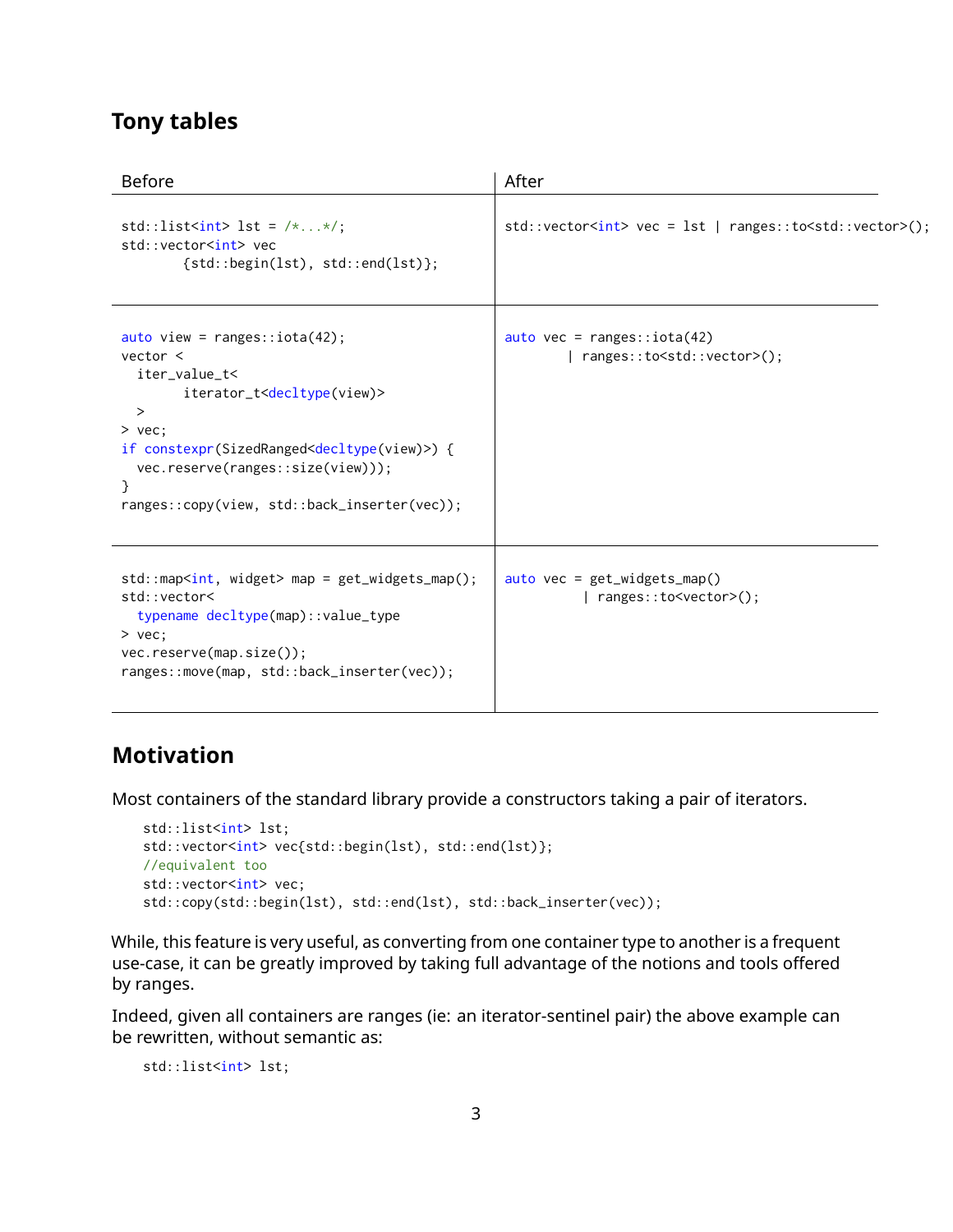## Tony tables

<table>
<tr><th>Before</th><th>After</th></tr>
<tr><td><pre>std::list&lt;int&gt; lst = /*...*/;
std::vector&lt;int&gt; vec
        {std::begin(lst), std::end(lst)};</pre></td><td><pre>std::vector&lt;int&gt; vec = lst | ranges::to&lt;std::vector&gt;();</pre></td></tr>
<tr><td><pre>auto view = ranges::iota(42);
vector &lt;
  iter_value_t&lt;
        iterator_t&lt;decltype(view)&gt;
  &gt;
&gt; vec;
if constexpr(SizedRanged&lt;decltype(view)&gt;) {
  vec.reserve(ranges::size(view)));
}
ranges::copy(view, std::back_inserter(vec));</pre></td><td><pre>auto vec = ranges::iota(42)
        | ranges::to&lt;std::vector&gt;();</pre></td></tr>
<tr><td><pre>std::map&lt;int, widget&gt; map = get_widgets_map();
std::vector&lt;
  typename decltype(map)::value_type
&gt; vec;
vec.reserve(map.size());
ranges::move(map, std::back_inserter(vec));</pre></td><td><pre>auto vec = get_widgets_map()
          | ranges::to&lt;vector&gt;();</pre></td></tr>
</table>

## Motivation

Most containers of the standard library provide a constructors taking a pair of iterators.

```
std::list<int> lst;
std::vector<int> vec{std::begin(lst), std::end(lst)};
//equivalent too
std::vector<int> vec;
std::copy(std::begin(lst), std::end(lst), std::back_inserter(vec));
```

While, this feature is very useful, as converting from one container type to another is a frequent use-case, it can be greatly improved by taking full advantage of the notions and tools offered by ranges.

Indeed, given all containers are ranges (ie: an iterator-sentinel pair) the above example can be rewritten, without semantic as:

```
std::list<int> lst;
```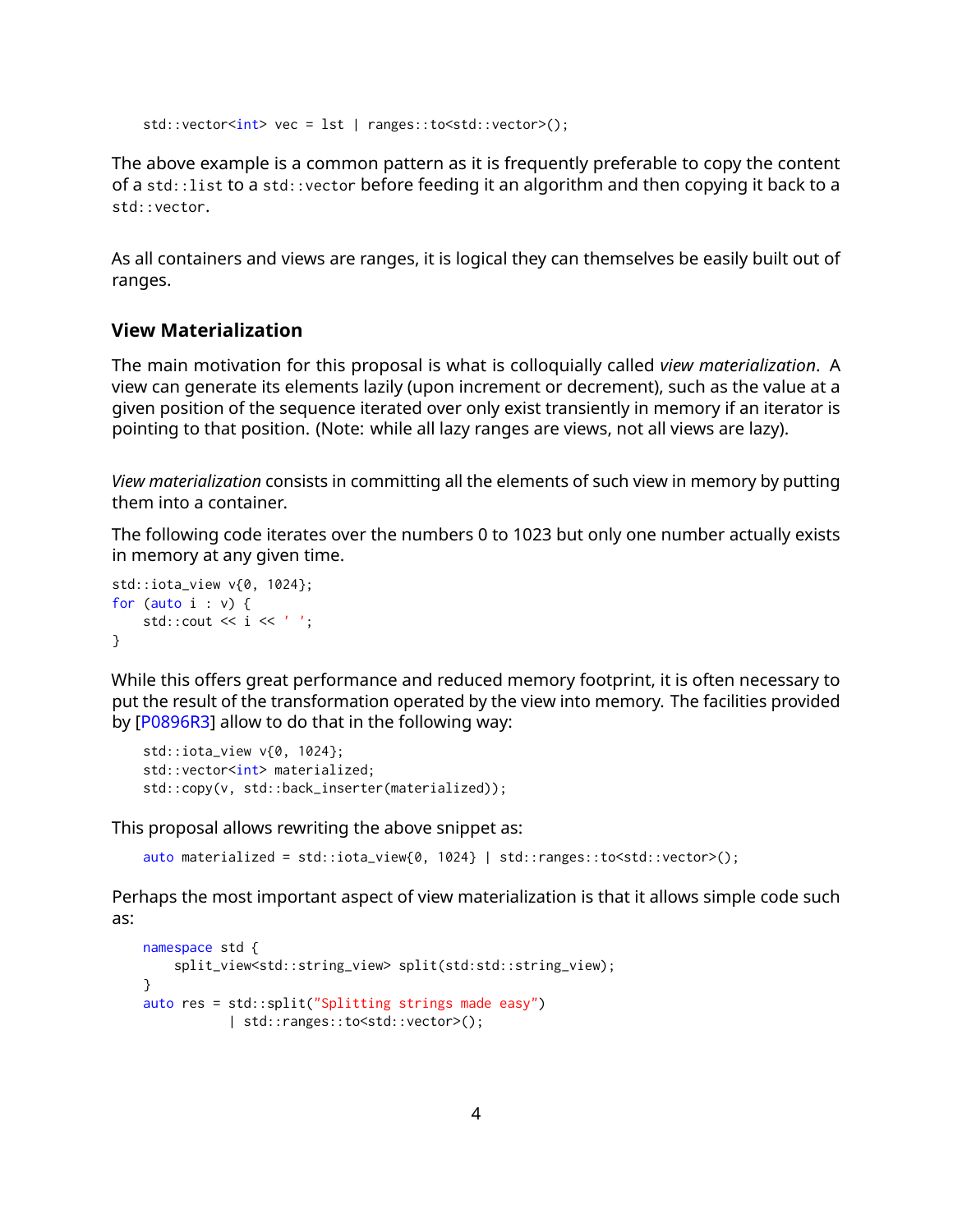```
std::vector<int> vec = lst | ranges::to<std::vector>();
```

The above example is a common pattern as it is frequently preferable to copy the content of a `std::list` to a `std::vector` before feeding it an algorithm and then copying it back to a `std::vector`.

As all containers and views are ranges, it is logical they can themselves be easily built out of ranges.

### View Materialization

The main motivation for this proposal is what is colloquially called *view materialization*. A view can generate its elements lazily (upon increment or decrement), such as the value at a given position of the sequence iterated over only exist transiently in memory if an iterator is pointing to that position. (Note: while all lazy ranges are views, not all views are lazy).

*View materialization* consists in committing all the elements of such view in memory by putting them into a container.

The following code iterates over the numbers 0 to 1023 but only one number actually exists in memory at any given time.

```
std::iota_view v{0, 1024};
for (auto i : v) {
    std::cout << i << ' ';
}
```

While this offers great performance and reduced memory footprint, it is often necessary to put the result of the transformation operated by the view into memory. The facilities provided by [P0896R3] allow to do that in the following way:

```
std::iota_view v{0, 1024};
std::vector<int> materialized;
std::copy(v, std::back_inserter(materialized));
```

This proposal allows rewriting the above snippet as:

```
auto materialized = std::iota_view{0, 1024} | std::ranges::to<std::vector>();
```

Perhaps the most important aspect of view materialization is that it allows simple code such as:

```
namespace std {
    split_view<std::string_view> split(std:std::string_view);
}
auto res = std::split("Splitting strings made easy")
         | std::ranges::to<std::vector>();
```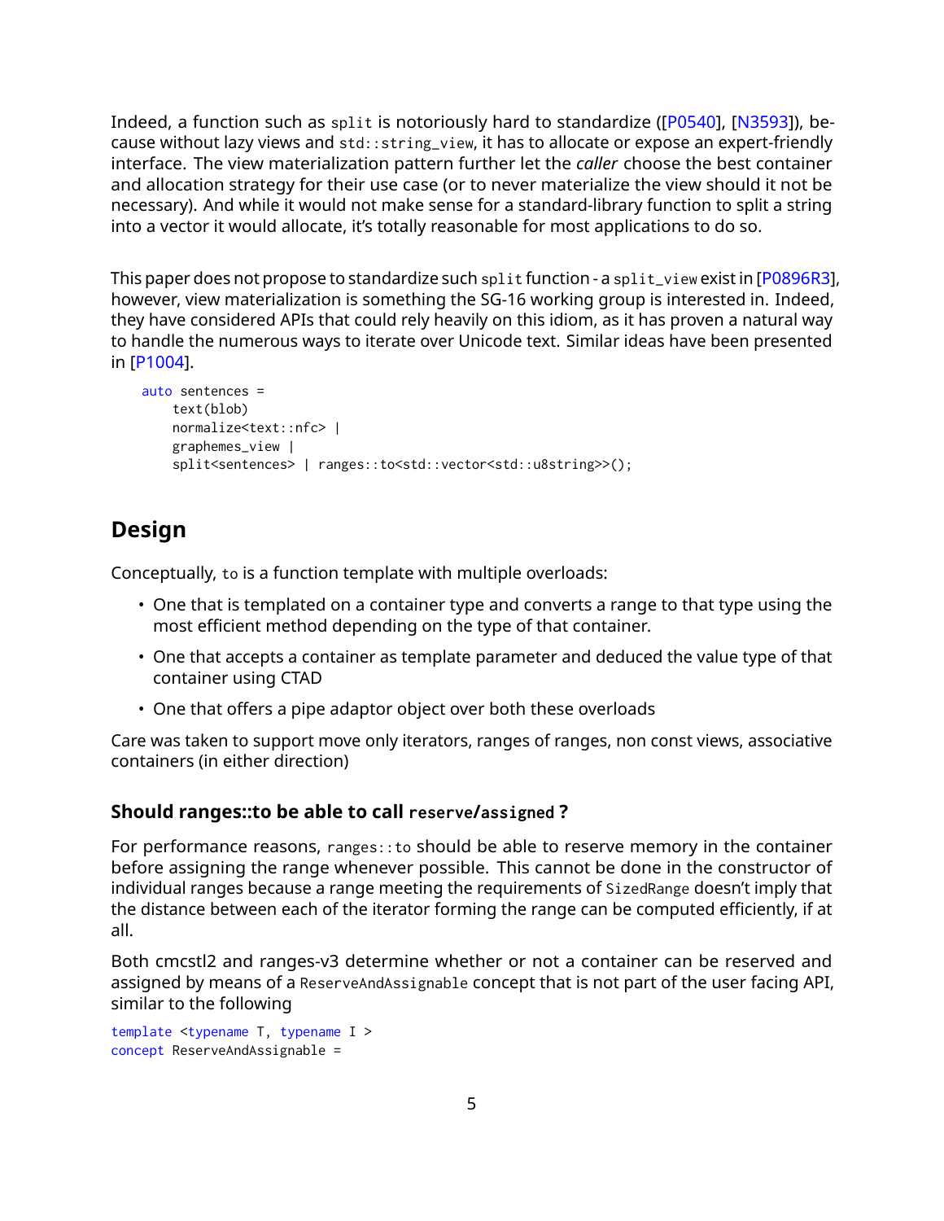Indeed, a function such as `split` is notoriously hard to standardize ([P0540], [N3593]), because without lazy views and `std::string_view`, it has to allocate or expose an expert-friendly interface. The view materialization pattern further let the *caller* choose the best container and allocation strategy for their use case (or to never materialize the view should it not be necessary). And while it would not make sense for a standard-library function to split a string into a vector it would allocate, it's totally reasonable for most applications to do so.

This paper does not propose to standardize such `split` function - a `split_view` exist in [P0896R3], however, view materialization is something the SG-16 working group is interested in. Indeed, they have considered APIs that could rely heavily on this idiom, as it has proven a natural way to handle the numerous ways to iterate over Unicode text. Similar ideas have been presented in [P1004].

```
auto sentences =
    text(blob)
    normalize<text::nfc> |
    graphemes_view |
    split<sentences> | ranges::to<std::vector<std::u8string>>();
```

## Design

Conceptually, `to` is a function template with multiple overloads:

- One that is templated on a container type and converts a range to that type using the most efficient method depending on the type of that container.
- One that accepts a container as template parameter and deduced the value type of that container using CTAD
- One that offers a pipe adaptor object over both these overloads

Care was taken to support move only iterators, ranges of ranges, non const views, associative containers (in either direction)

### Should ranges::to be able to call `reserve/assigned` ?

For performance reasons, `ranges::to` should be able to reserve memory in the container before assigning the range whenever possible. This cannot be done in the constructor of individual ranges because a range meeting the requirements of `SizedRange` doesn't imply that the distance between each of the iterator forming the range can be computed efficiently, if at all.

Both cmcstl2 and ranges-v3 determine whether or not a container can be reserved and assigned by means of a `ReserveAndAssignable` concept that is not part of the user facing API, similar to the following

```
template <typename T, typename I >
concept ReserveAndAssignable =
```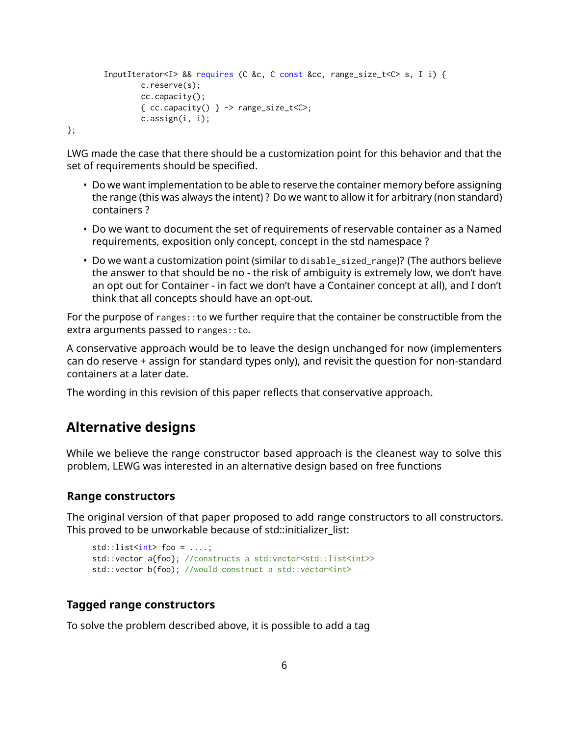```
        InputIterator<I> && requires (C &c, C const &cc, range_size_t<C> s, I i) {
                c.reserve(s);
                cc.capacity();
                { cc.capacity() } -> range_size_t<C>;
                c.assign(i, i);
};
```

LWG made the case that there should be a customization point for this behavior and that the set of requirements should be specified.

- Do we want implementation to be able to reserve the container memory before assigning the range (this was always the intent) ? Do we want to allow it for arbitrary (non standard) containers ?
- Do we want to document the set of requirements of reservable container as a Named requirements, exposition only concept, concept in the std namespace ?
- Do we want a customization point (similar to `disable_sized_range`)? (The authors believe the answer to that should be no - the risk of ambiguity is extremely low, we don't have an opt out for Container - in fact we don't have a Container concept at all), and I don't think that all concepts should have an opt-out.

For the purpose of `ranges::to` we further require that the container be constructible from the extra arguments passed to `ranges::to`.

A conservative approach would be to leave the design unchanged for now (implementers can do reserve + assign for standard types only), and revisit the question for non-standard containers at a later date.

The wording in this revision of this paper reflects that conservative approach.

## Alternative designs

While we believe the range constructor based approach is the cleanest way to solve this problem, LEWG was interested in an alternative design based on free functions

### Range constructors

The original version of that paper proposed to add range constructors to all constructors. This proved to be unworkable because of std::initializer_list:

```
std::list<int> foo = ....;
std::vector a{foo}; //constructs a std:vector<std::list<int>>
std::vector b(foo); //would construct a std::vector<int>
```

### Tagged range constructors

To solve the problem described above, it is possible to add a tag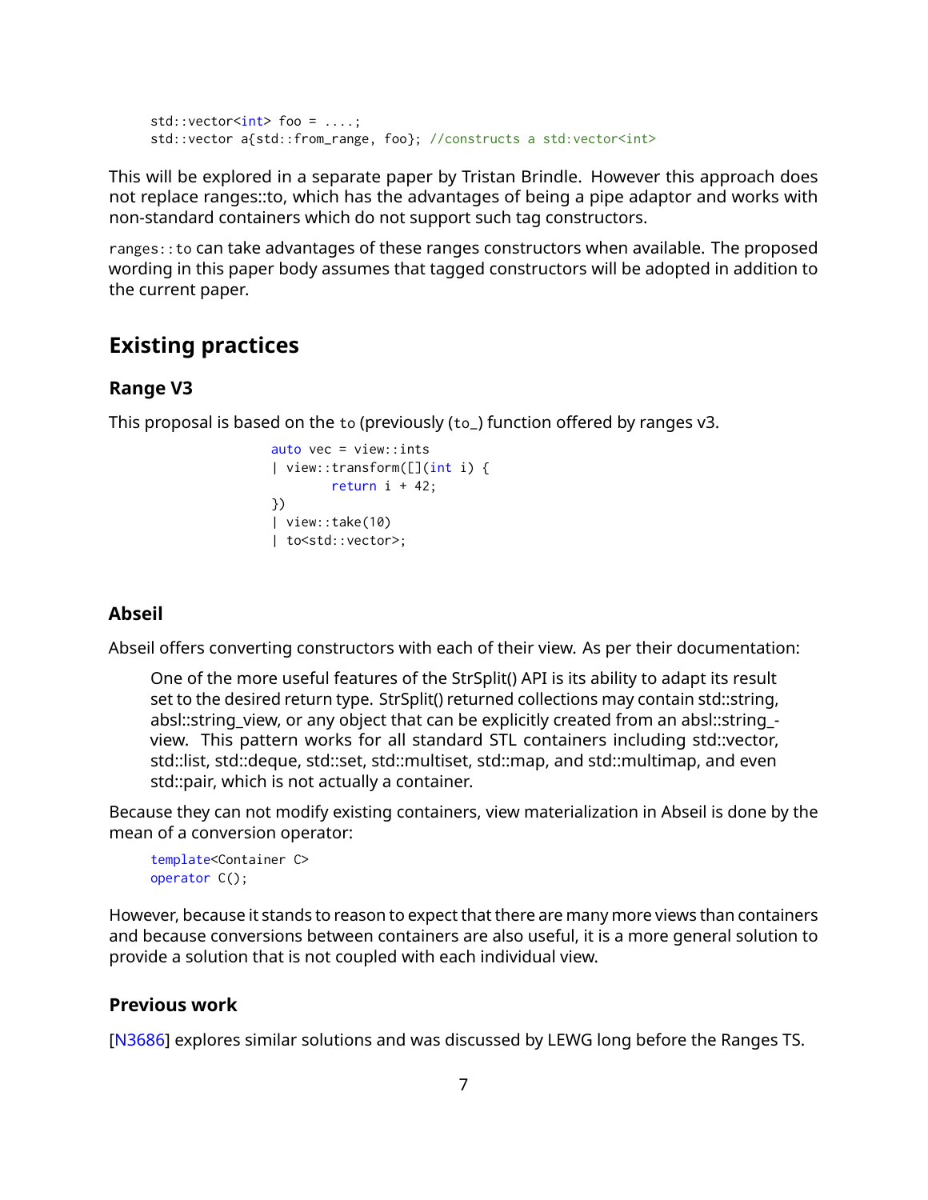```cpp
std::vector<int> foo = ....;
std::vector a{std::from_range, foo}; //constructs a std:vector<int>
```

This will be explored in a separate paper by Tristan Brindle. However this approach does not replace ranges::to, which has the advantages of being a pipe adaptor and works with non-standard containers which do not support such tag constructors.

`ranges::to` can take advantages of these ranges constructors when available. The proposed wording in this paper body assumes that tagged constructors will be adopted in addition to the current paper.

## Existing practices

### Range V3

This proposal is based on the `to` (previously (`to_`) function offered by ranges v3.

```cpp
auto vec = view::ints
| view::transform([](int i) {
        return i + 42;
})
| view::take(10)
| to<std::vector>;
```

### Abseil

Abseil offers converting constructors with each of their view. As per their documentation:

> One of the more useful features of the StrSplit() API is its ability to adapt its result set to the desired return type. StrSplit() returned collections may contain std::string, absl::string_view, or any object that can be explicitly created from an absl::string_view. This pattern works for all standard STL containers including std::vector, std::list, std::deque, std::set, std::multiset, std::map, and std::multimap, and even std::pair, which is not actually a container.

Because they can not modify existing containers, view materialization in Abseil is done by the mean of a conversion operator:

```cpp
template<Container C>
operator C();
```

However, because it stands to reason to expect that there are many more views than containers and because conversions between containers are also useful, it is a more general solution to provide a solution that is not coupled with each individual view.

### Previous work

[N3686] explores similar solutions and was discussed by LEWG long before the Ranges TS.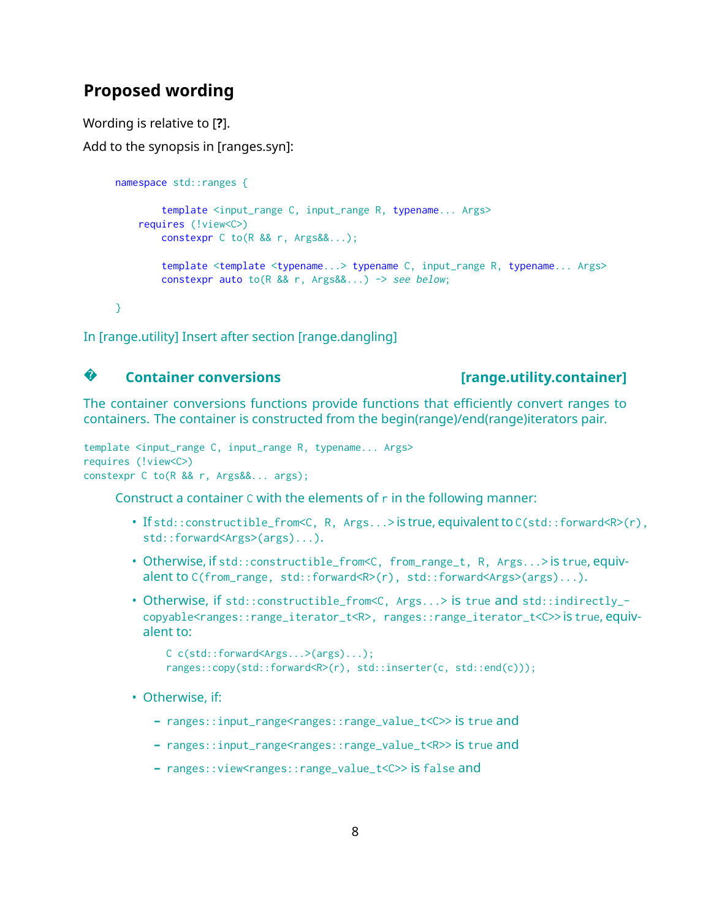## Proposed wording

Wording is relative to [?].

Add to the synopsis in [ranges.syn]:

```
namespace std::ranges {

        template <input_range C, input_range R, typename... Args>
    requires (!view<C>)
        constexpr C to(R && r, Args&&...);

        template <template <typename...> typename C, input_range R, typename... Args>
        constexpr auto to(R && r, Args&&...) -> see below;

}
```

In [range.utility] Insert after section [range.dangling]

### � Container conversions [range.utility.container]

The container conversions functions provide functions that efficiently convert ranges to containers. The container is constructed from the begin(range)/end(range)iterators pair.

```
template <input_range C, input_range R, typename... Args>
requires (!view<C>)
constexpr C to(R && r, Args&&... args);
```

Construct a container `C` with the elements of `r` in the following manner:

- If `std::constructible_from<C, R, Args...>` is true, equivalent to `C(std::forward<R>(r), std::forward<Args>(args)...)`.
- Otherwise, if `std::constructible_from<C, from_range_t, R, Args...>` is `true`, equivalent to `C(from_range, std::forward<R>(r), std::forward<Args>(args)...)`.
- Otherwise, if `std::constructible_from<C, Args...>` is `true` and `std::indirectly_copyable<ranges::range_iterator_t<R>, ranges::range_iterator_t<C>>` is `true`, equivalent to:

  ```
  C c(std::forward<Args...>(args)...);
  ranges::copy(std::forward<R>(r), std::inserter(c, std::end(c)));
  ```

- Otherwise, if:
  - `ranges::input_range<ranges::range_value_t<C>>` is `true` and
  - `ranges::input_range<ranges::range_value_t<R>>` is `true` and
  - `ranges::view<ranges::range_value_t<C>>` is `false` and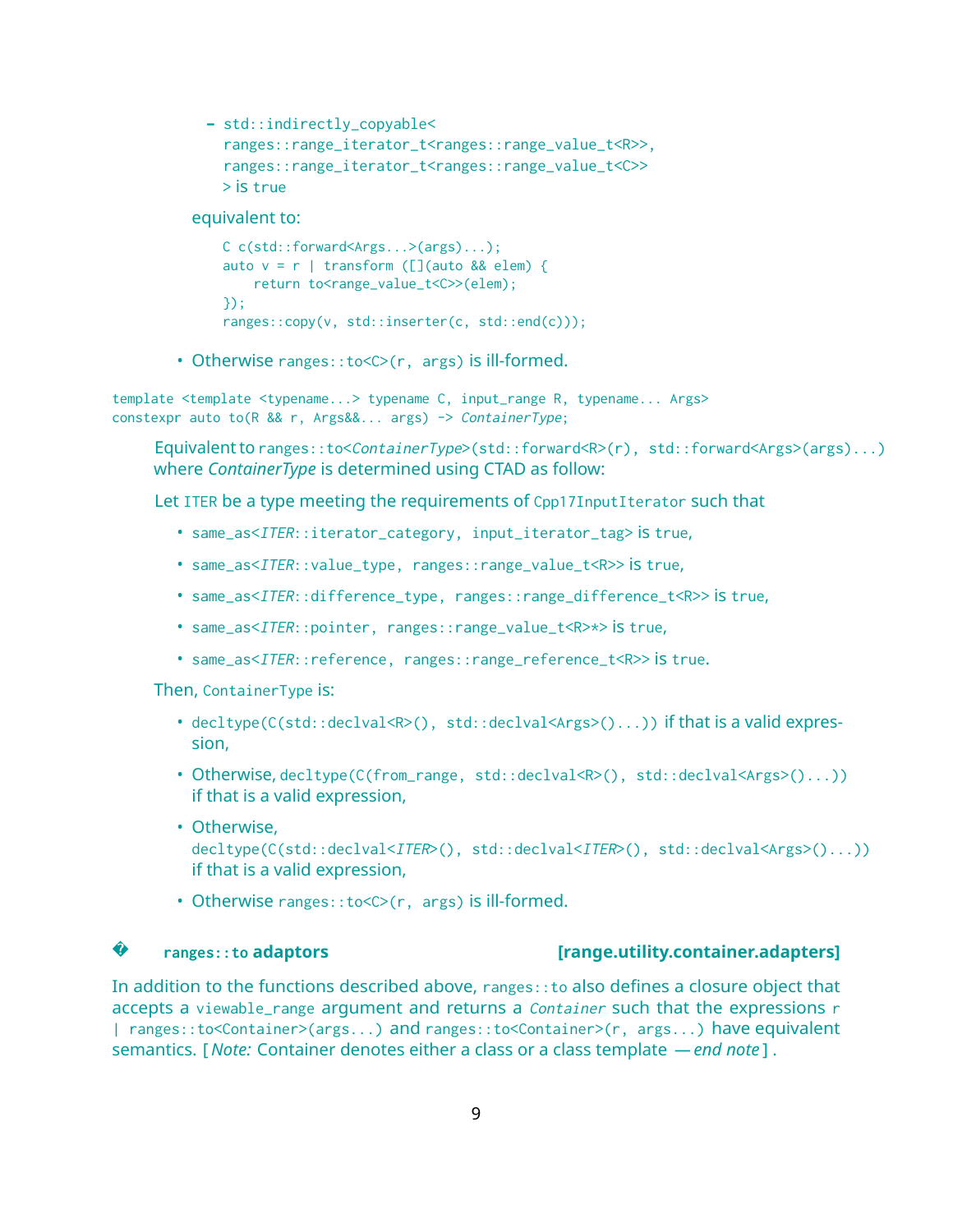- `std::indirectly_copyable<`
    `ranges::range_iterator_t<ranges::range_value_t<R>>,`
    `ranges::range_iterator_t<ranges::range_value_t<C>>`
    `>` is `true`

  equivalent to:

  ```
  C c(std::forward<Args...>(args)...);
  auto v = r | transform ([](auto && elem) {
      return to<range_value_t<C>>(elem);
  });
  ranges::copy(v, std::inserter(c, std::end(c)));
  ```

- Otherwise `ranges::to<C>(r, args)` is ill-formed.

```
template <template <typename...> typename C, input_range R, typename... Args>
constexpr auto to(R && r, Args&&... args) -> ContainerType;
```

Equivalent to `ranges::to<ContainerType>(std::forward<R>(r), std::forward<Args>(args)...)` where *ContainerType* is determined using CTAD as follow:

Let `ITER` be a type meeting the requirements of `Cpp17InputIterator` such that

- `same_as<ITER::iterator_category, input_iterator_tag>` is `true`,
- `same_as<ITER::value_type, ranges::range_value_t<R>>` is `true`,
- `same_as<ITER::difference_type, ranges::range_difference_t<R>>` is `true`,
- `same_as<ITER::pointer, ranges::range_value_t<R>*>` is `true`,
- `same_as<ITER::reference, ranges::range_reference_t<R>>` is `true`.

Then, `ContainerType` is:

- `decltype(C(std::declval<R>(), std::declval<Args>()...))` if that is a valid expression,
- Otherwise, `decltype(C(from_range, std::declval<R>(), std::declval<Args>()...))` if that is a valid expression,
- Otherwise, `decltype(C(std::declval<ITER>(), std::declval<ITER>(), std::declval<Args>()...))` if that is a valid expression,
- Otherwise `ranges::to<C>(r, args)` is ill-formed.

### � `ranges::to` adaptors [range.utility.container.adapters]

In addition to the functions described above, `ranges::to` also defines a closure object that accepts a `viewable_range` argument and returns a *`Container`* such that the expressions `r | ranges::to<Container>(args...)` and `ranges::to<Container>(r, args...)` have equivalent semantics. [ *Note:* Container denotes either a class or a class template — *end note* ] .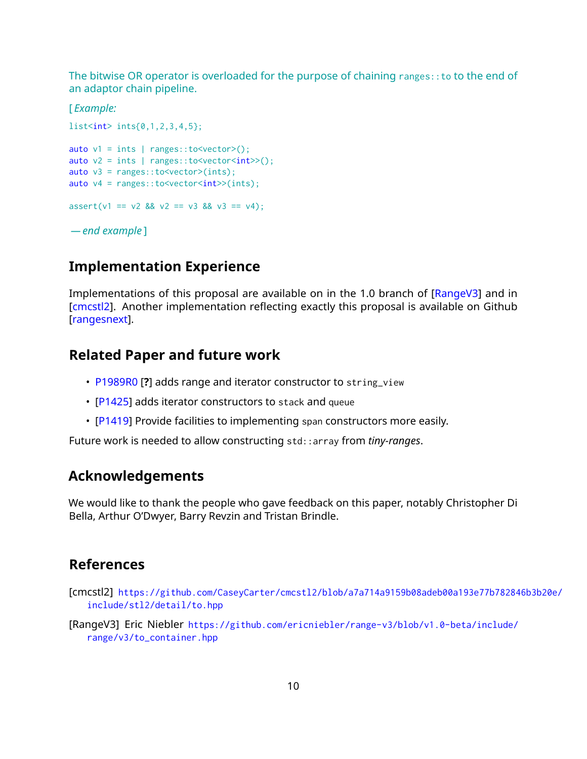The bitwise OR operator is overloaded for the purpose of chaining `ranges::to` to the end of an adaptor chain pipeline.

[ *Example:*

```
list<int> ints{0,1,2,3,4,5};

auto v1 = ints | ranges::to<vector>();
auto v2 = ints | ranges::to<vector<int>>();
auto v3 = ranges::to<vector>(ints);
auto v4 = ranges::to<vector<int>>(ints);

assert(v1 == v2 && v2 == v3 && v3 == v4);
```

*— end example* ]

## Implementation Experience

Implementations of this proposal are available on in the 1.0 branch of [RangeV3] and in [cmcstl2]. Another implementation reflecting exactly this proposal is available on Github [rangesnext].

## Related Paper and future work

- P1989R0 [**?**] adds range and iterator constructor to `string_view`
- [P1425] adds iterator constructors to `stack` and `queue`
- [P1419] Provide facilities to implementing `span` constructors more easily.

Future work is needed to allow constructing `std::array` from *tiny-ranges*.

## Acknowledgements

We would like to thank the people who gave feedback on this paper, notably Christopher Di Bella, Arthur O'Dwyer, Barry Revzin and Tristan Brindle.

## References

[cmcstl2] https://github.com/CaseyCarter/cmcstl2/blob/a7a714a9159b08adeb00a193e77b782846b3b20e/include/stl2/detail/to.hpp

[RangeV3] Eric Niebler https://github.com/ericniebler/range-v3/blob/v1.0-beta/include/range/v3/to_container.hpp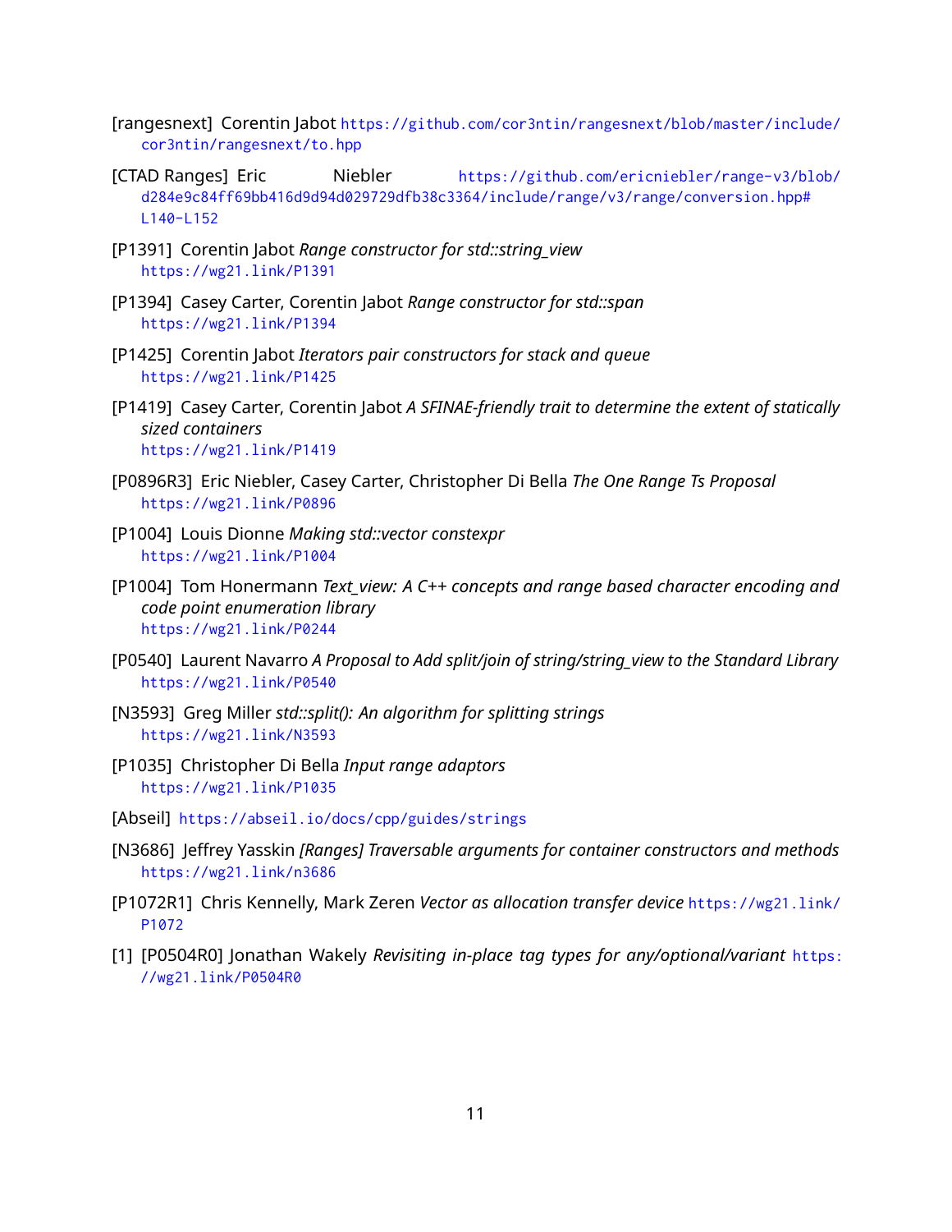[rangesnext] Corentin Jabot https://github.com/cor3ntin/rangesnext/blob/master/include/cor3ntin/rangesnext/to.hpp

[CTAD Ranges] Eric Niebler https://github.com/ericniebler/range-v3/blob/d284e9c84ff69bb416d9d94d029729dfb38c3364/include/range/v3/range/conversion.hpp#L140-L152

[P1391] Corentin Jabot *Range constructor for std::string_view*
https://wg21.link/P1391

[P1394] Casey Carter, Corentin Jabot *Range constructor for std::span*
https://wg21.link/P1394

[P1425] Corentin Jabot *Iterators pair constructors for stack and queue*
https://wg21.link/P1425

[P1419] Casey Carter, Corentin Jabot *A SFINAE-friendly trait to determine the extent of statically sized containers*
https://wg21.link/P1419

[P0896R3] Eric Niebler, Casey Carter, Christopher Di Bella *The One Range Ts Proposal*
https://wg21.link/P0896

[P1004] Louis Dionne *Making std::vector constexpr*
https://wg21.link/P1004

[P1004] Tom Honermann *Text_view: A C++ concepts and range based character encoding and code point enumeration library*
https://wg21.link/P0244

[P0540] Laurent Navarro *A Proposal to Add split/join of string/string_view to the Standard Library*
https://wg21.link/P0540

[N3593] Greg Miller *std::split(): An algorithm for splitting strings*
https://wg21.link/N3593

[P1035] Christopher Di Bella *Input range adaptors*
https://wg21.link/P1035

[Abseil] https://abseil.io/docs/cpp/guides/strings

[N3686] Jeffrey Yasskin *[Ranges] Traversable arguments for container constructors and methods*
https://wg21.link/n3686

[P1072R1] Chris Kennelly, Mark Zeren *Vector as allocation transfer device* https://wg21.link/P1072

[1] [P0504R0] Jonathan Wakely *Revisiting in-place tag types for any/optional/variant* https://wg21.link/P0504R0